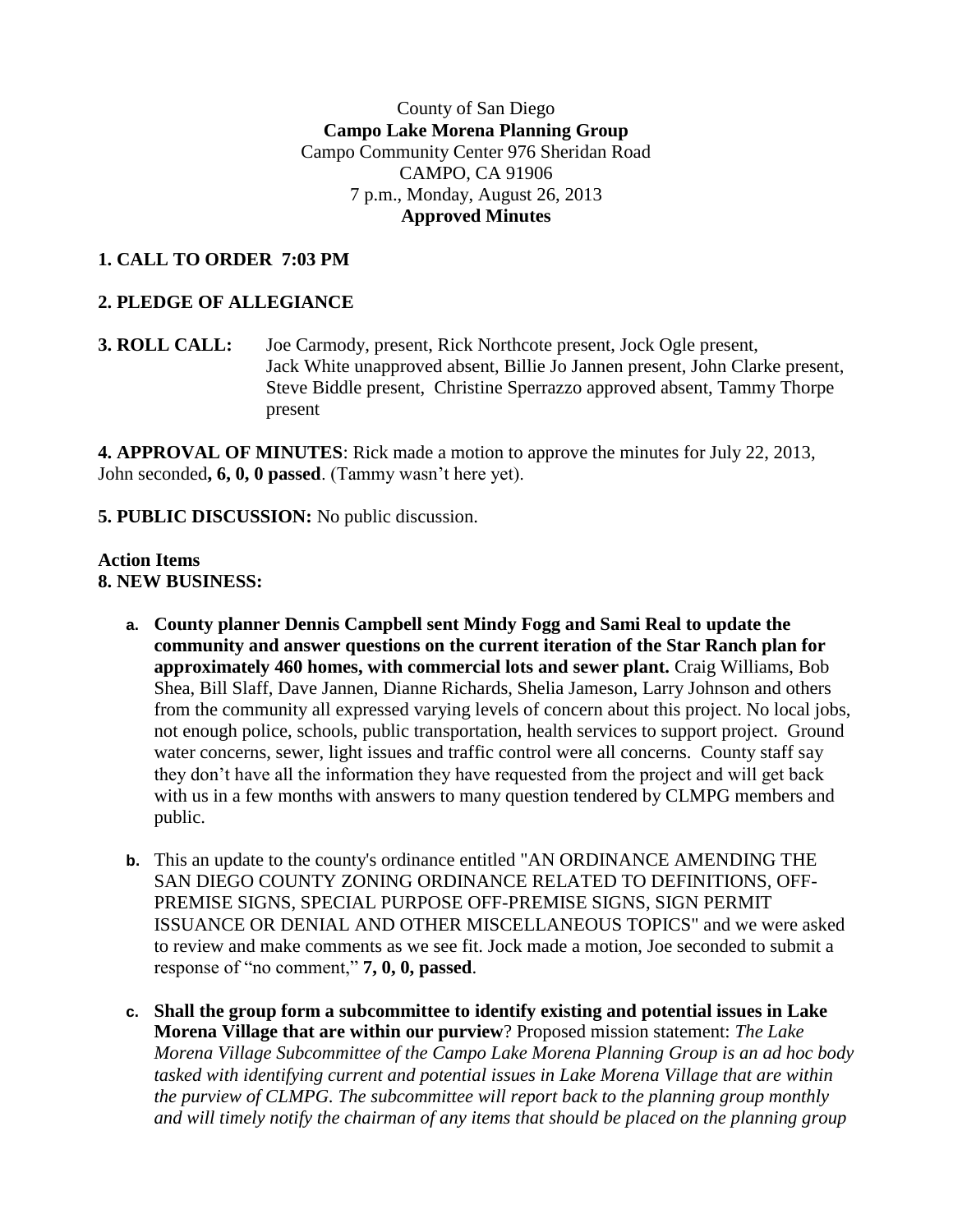County of San Diego

**Campo Lake Morena Planning Group**

Campo Community Center 976 Sheridan Road

CAMPO, CA 91906

7 p.m., Monday, August 26, 2013

**Approved Minutes**

**1. CALL TO ORDER 7:03 PM**

**2. PLEDGE OF ALLEGIANCE**

**3. ROLL CALL:** Joe Carmody, present, Rick Northcote present, Jock Ogle present, Jack White unapproved absent, Billie Jo Jannen present, John Clarke present, Steve Biddle present, Christine Sperrazzo approved absent, Tammy Thorpe present

**4. APPROVAL OF MINUTES**: Rick made a motion to approve the minutes for July 22, 2013, John seconded**, 6, 0, 0 passed**. (Tammy wasn't here yet).

**5. PUBLIC DISCUSSION:** No public discussion.

**Action Items**

**8. NEW BUSINESS:**

a. **County planner Dennis Campbell sent Mindy Fogg and Sami Real to update the community and answer questions on the current iteration of the Star Ranch plan for approximately 460 homes, with commercial lots and sewer plant.** Craig Williams, Bob Shea, Bill Slaff, Dave Jannen, Dianne Richards, Shelia Jameson, Larry Johnson and others from the community all expressed varying levels of concern about this project. No local jobs, not enough police, schools, public transportation, health services to support project. Ground water concerns, sewer, light issues and traffic control were all concerns. County staff say they don't have all the information they have requested from the project and will get back with us in a few months with answers to many question tendered by CLMPG members and public.

b. This an update to the county's ordinance entitled "AN ORDINANCE AMENDING THE SAN DIEGO COUNTY ZONING ORDINANCE RELATED TO DEFINITIONS, OFF-PREMISE SIGNS, SPECIAL PURPOSE OFF-PREMISE SIGNS, SIGN PERMIT ISSUANCE OR DENIAL AND OTHER MISCELLANEOUS TOPICS" and we were asked to review and make comments as we see fit. Jock made a motion, Joe seconded to submit a response of "no comment," **7, 0, 0, passed**.

c. **Shall the group form a subcommittee to identify existing and potential issues in Lake Morena Village that are within our purview**? Proposed mission statement: *The Lake Morena Village Subcommittee of the Campo Lake Morena Planning Group is an ad hoc body tasked with identifying current and potential issues in Lake Morena Village that are within the purview of CLMPG. The subcommittee will report back to the planning group monthly and will timely notify the chairman of any items that should be placed on the planning group*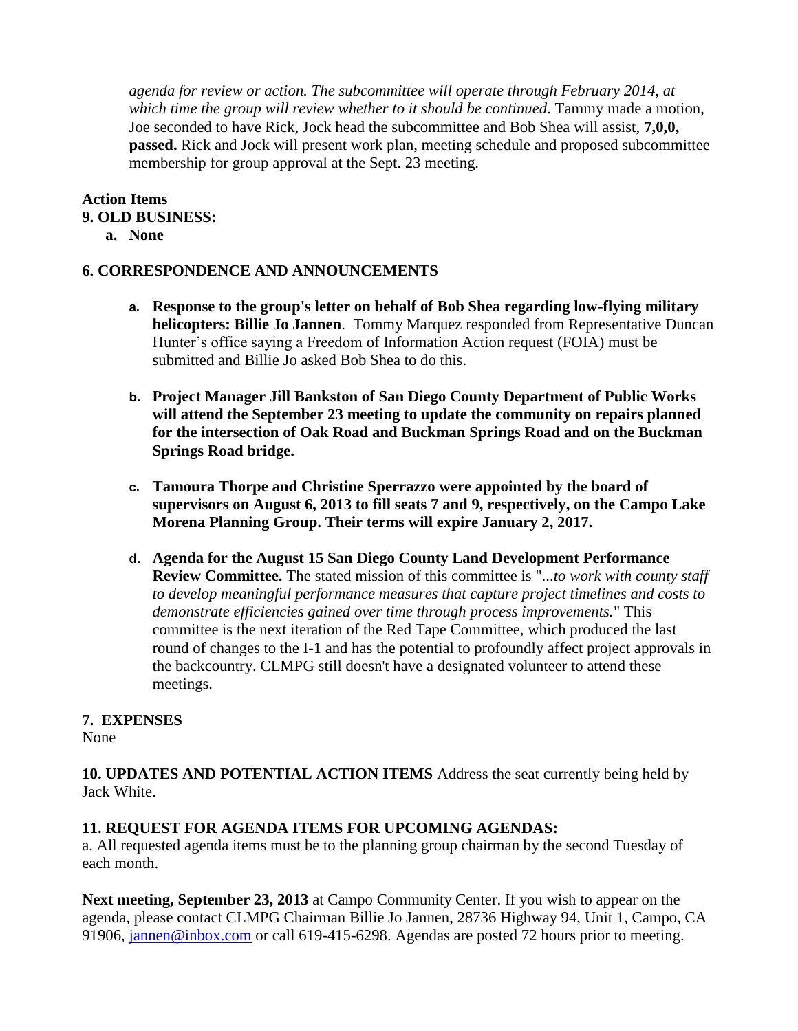*agenda for review or action. The subcommittee will operate through February 2014, at which time the group will review whether to it should be continued*. Tammy made a motion, Joe seconded to have Rick, Jock head the subcommittee and Bob Shea will assist, **7,0,0, passed.** Rick and Jock will present work plan, meeting schedule and proposed subcommittee membership for group approval at the Sept. 23 meeting.

**Action Items**

**9. OLD BUSINESS:**

a. **None**

**6. CORRESPONDENCE AND ANNOUNCEMENTS**

a. **Response to the group's letter on behalf of Bob Shea regarding low-flying military helicopters: Billie Jo Jannen**. Tommy Marquez responded from Representative Duncan Hunter's office saying a Freedom of Information Action request (FOIA) must be submitted and Billie Jo asked Bob Shea to do this.

b. **Project Manager Jill Bankston of San Diego County Department of Public Works will attend the September 23 meeting to update the community on repairs planned for the intersection of Oak Road and Buckman Springs Road and on the Buckman Springs Road bridge.**

c. **Tamoura Thorpe and Christine Sperrazzo were appointed by the board of supervisors on August 6, 2013 to fill seats 7 and 9, respectively, on the Campo Lake Morena Planning Group. Their terms will expire January 2, 2017.**

d. **Agenda for the August 15 San Diego County Land Development Performance Review Committee.** The stated mission of this committee is "*...to work with county staff to develop meaningful performance measures that capture project timelines and costs to demonstrate efficiencies gained over time through process improvements.*" This committee is the next iteration of the Red Tape Committee, which produced the last round of changes to the I-1 and has the potential to profoundly affect project approvals in the backcountry. CLMPG still doesn't have a designated volunteer to attend these meetings.

**7. EXPENSES**

None

**10. UPDATES AND POTENTIAL ACTION ITEMS** Address the seat currently being held by Jack White.

**11. REQUEST FOR AGENDA ITEMS FOR UPCOMING AGENDAS:**

a. All requested agenda items must be to the planning group chairman by the second Tuesday of each month.

**Next meeting, September 23, 2013** at Campo Community Center. If you wish to appear on the agenda, please contact CLMPG Chairman Billie Jo Jannen, 28736 Highway 94, Unit 1, Campo, CA 91906, jannen@inbox.com or call 619-415-6298. Agendas are posted 72 hours prior to meeting.